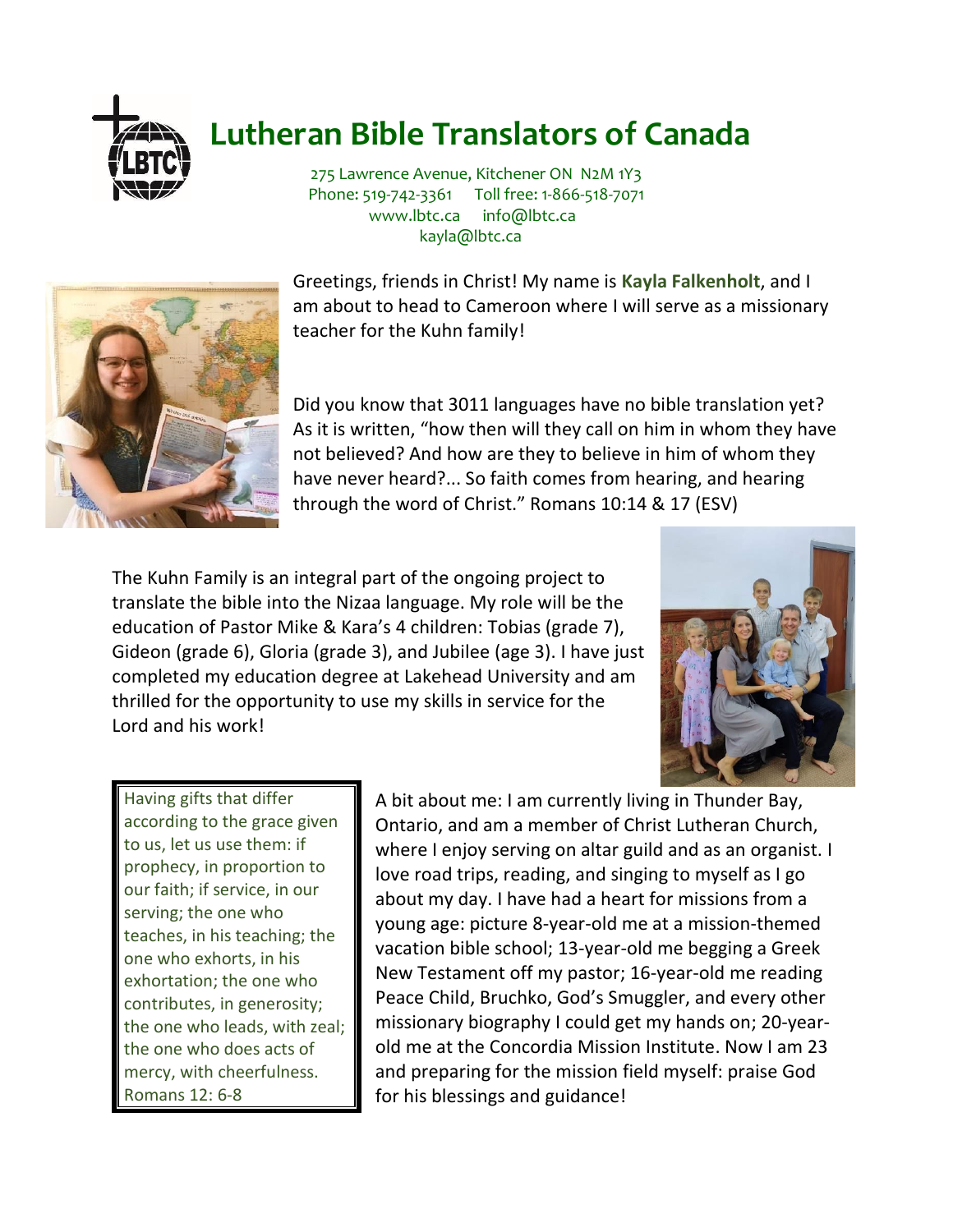# Lutheran Bible Translators of Canada

275 Lawrence Avenue, Kitchener ON N2M 1Y3
Phone: 519-742-3361 Toll free: 1-866-518-7071
www.lbtc.ca info@lbtc.ca
kayla@lbtc.ca

Greetings, friends in Christ! My name is **Kayla Falkenholt**, and I am about to head to Cameroon where I will serve as a missionary teacher for the Kuhn family!

Did you know that 3011 languages have no bible translation yet? As it is written, "how then will they call on him in whom they have not believed? And how are they to believe in him of whom they have never heard?... So faith comes from hearing, and hearing through the word of Christ." Romans 10:14 & 17 (ESV)

The Kuhn Family is an integral part of the ongoing project to translate the bible into the Nizaa language. My role will be the education of Pastor Mike & Kara's 4 children: Tobias (grade 7), Gideon (grade 6), Gloria (grade 3), and Jubilee (age 3). I have just completed my education degree at Lakehead University and am thrilled for the opportunity to use my skills in service for the Lord and his work!

> Having gifts that differ according to the grace given to us, let us use them: if prophecy, in proportion to our faith; if service, in our serving; the one who teaches, in his teaching; the one who exhorts, in his exhortation; the one who contributes, in generosity; the one who leads, with zeal; the one who does acts of mercy, with cheerfulness. Romans 12: 6-8

A bit about me: I am currently living in Thunder Bay, Ontario, and am a member of Christ Lutheran Church, where I enjoy serving on altar guild and as an organist. I love road trips, reading, and singing to myself as I go about my day. I have had a heart for missions from a young age: picture 8-year-old me at a mission-themed vacation bible school; 13-year-old me begging a Greek New Testament off my pastor; 16-year-old me reading Peace Child, Bruchko, God's Smuggler, and every other missionary biography I could get my hands on; 20-year-old me at the Concordia Mission Institute. Now I am 23 and preparing for the mission field myself: praise God for his blessings and guidance!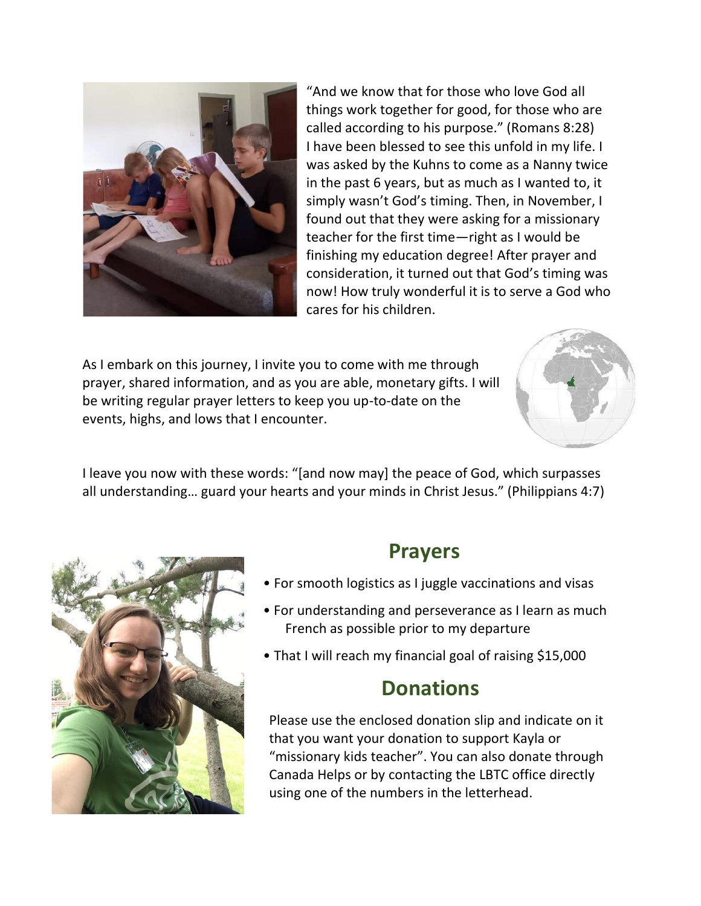"And we know that for those who love God all things work together for good, for those who are called according to his purpose." (Romans 8:28) I have been blessed to see this unfold in my life. I was asked by the Kuhns to come as a Nanny twice in the past 6 years, but as much as I wanted to, it simply wasn't God's timing. Then, in November, I found out that they were asking for a missionary teacher for the first time—right as I would be finishing my education degree! After prayer and consideration, it turned out that God's timing was now! How truly wonderful it is to serve a God who cares for his children.

As I embark on this journey, I invite you to come with me through prayer, shared information, and as you are able, monetary gifts. I will be writing regular prayer letters to keep you up-to-date on the events, highs, and lows that I encounter.

I leave you now with these words: "[and now may] the peace of God, which surpasses all understanding… guard your hearts and your minds in Christ Jesus." (Philippians 4:7)

## Prayers

- For smooth logistics as I juggle vaccinations and visas
- For understanding and perseverance as I learn as much French as possible prior to my departure
- That I will reach my financial goal of raising $15,000

## Donations

Please use the enclosed donation slip and indicate on it that you want your donation to support Kayla or "missionary kids teacher". You can also donate through Canada Helps or by contacting the LBTC office directly using one of the numbers in the letterhead.